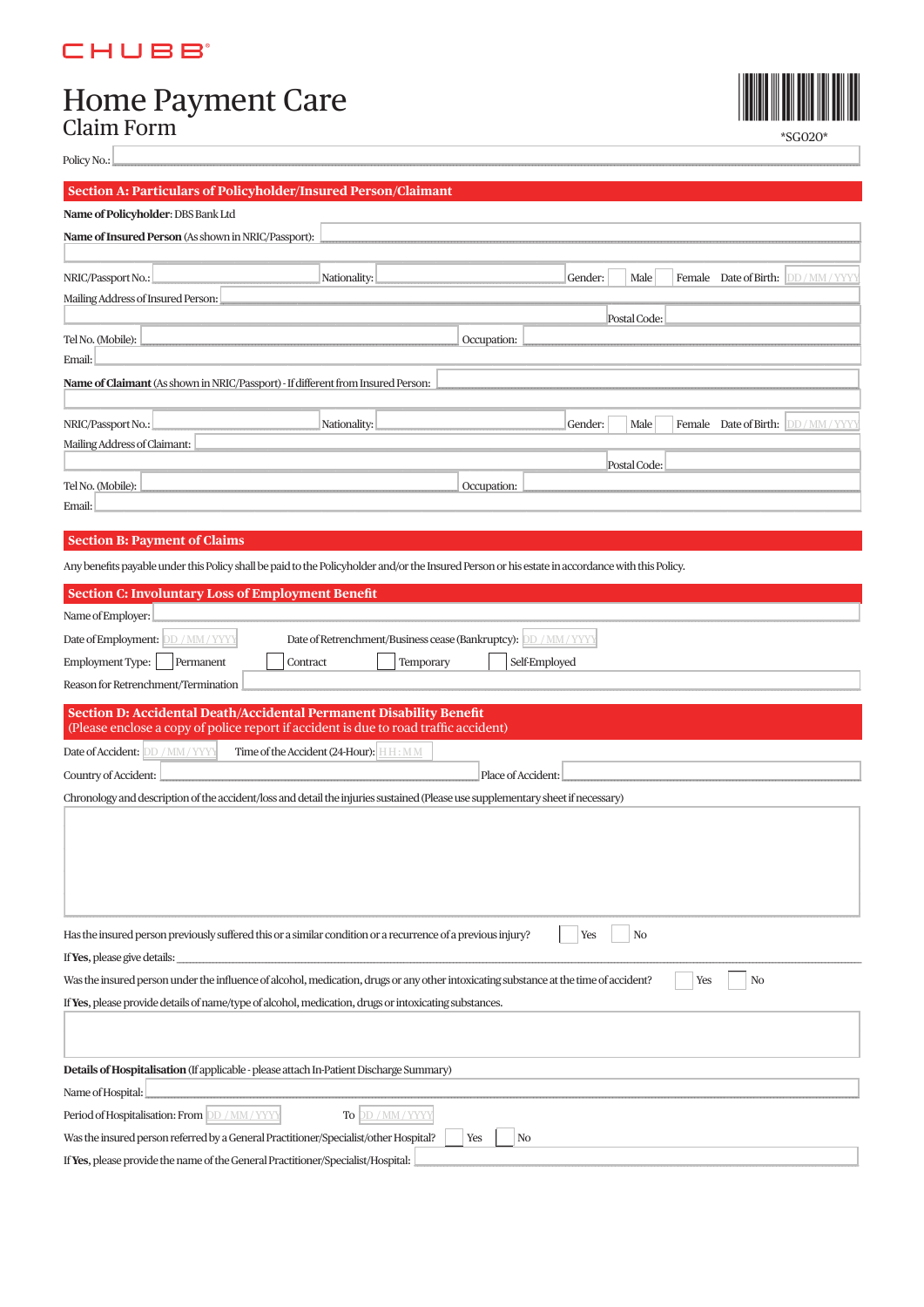CHUBB

# Home Payment Care

## Claim Form

*SG020*

Policy No.:

## Section A: Particulars of Policyholder/Insured Person/Claimant

**Name of Policyholder**: DBS Bank Ltd

**Name of Insured Person** (As shown in NRIC/Passport):

NRIC/Passport No.: Nationality: Gender: Male Female Date of Birth: DD / MM / YYYY

Mailing Address of Insured Person:

Postal Code:

Tel No. (Mobile): Occupation:

Email:

**Name of Claimant** (As shown in NRIC/Passport) - If different from Insured Person:

NRIC/Passport No.: Nationality: Gender: Male Female Date of Birth: DD / MM / YYYY

Mailing Address of Claimant:

Postal Code:

Tel No. (Mobile): Occupation:

Email:

## Section B: Payment of Claims

Any benefits payable under this Policy shall be paid to the Policyholder and/or the Insured Person or his estate in accordance with this Policy.

## Section C: Involuntary Loss of Employment Benefit

Name of Employer:

Date of Employment: DD / MM / YYYY Date of Retrenchment/Business cease (Bankruptcy): DD / MM / YYYY

Employment Type: Permanent Contract Temporary Self-Employed

Reason for Retrenchment/Termination

## Section D: Accidental Death/Accidental Permanent Disability Benefit

(Please enclose a copy of police report if accident is due to road traffic accident)

Date of Accident: DD / MM / YYYY Time of the Accident (24-Hour): HH : MM

Country of Accident: Place of Accident:

Chronology and description of the accident/loss and detail the injuries sustained (Please use supplementary sheet if necessary)

Has the insured person previously suffered this or a similar condition or a recurrence of a previous injury? Yes No

If **Yes**, please give details:

Was the insured person under the influence of alcohol, medication, drugs or any other intoxicating substance at the time of accident? Yes No

If **Yes**, please provide details of name/type of alcohol, medication, drugs or intoxicating substances.

**Details of Hospitalisation** (If applicable - please attach In-Patient Discharge Summary)

Name of Hospital:

Period of Hospitalisation: From DD / MM / YYYY To DD / MM / YYYY

Was the insured person referred by a General Practitioner/Specialist/other Hospital? Yes No

If **Yes**, please provide the name of the General Practitioner/Specialist/Hospital: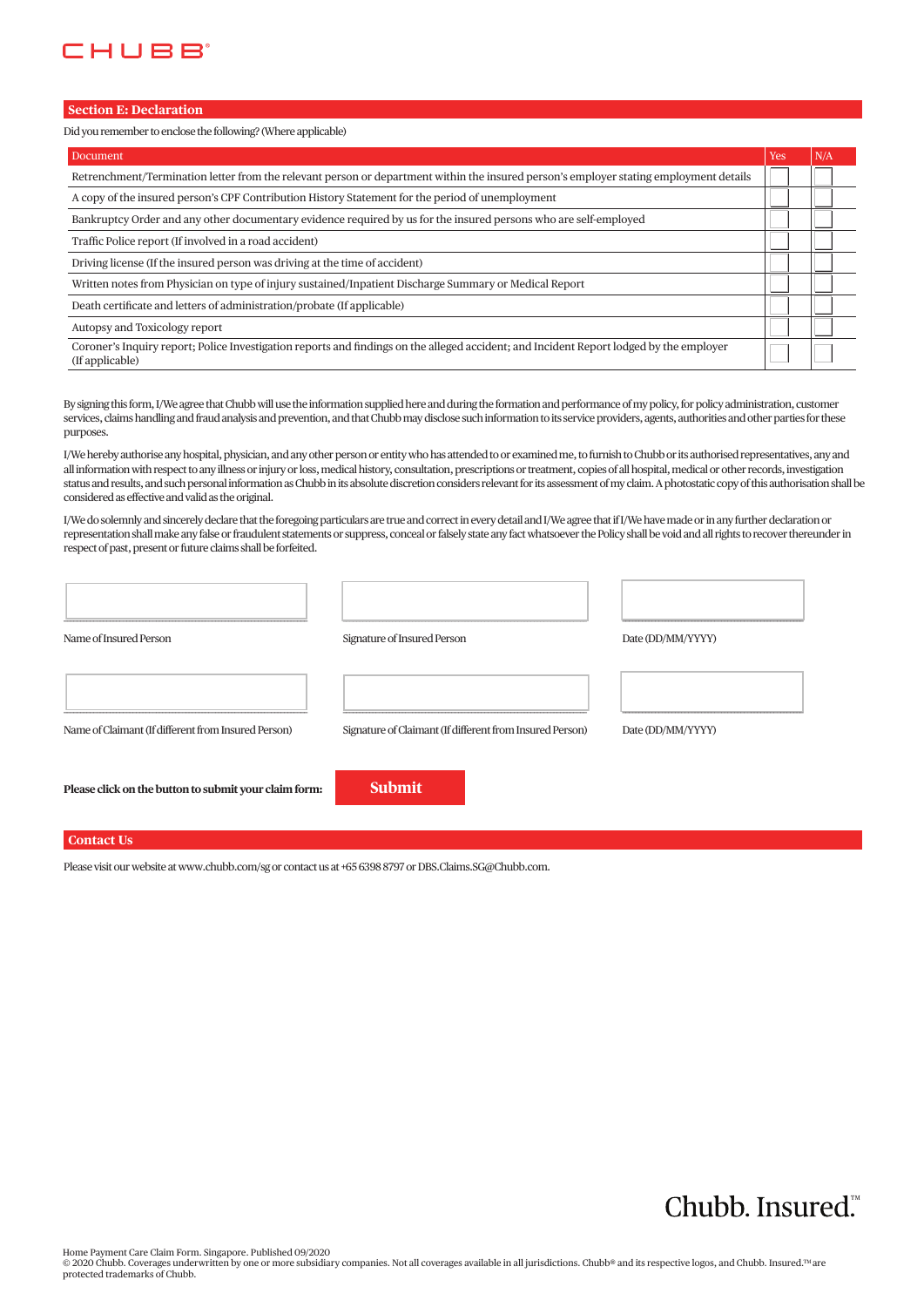CHUBB

## Section E: Declaration

Did you remember to enclose the following? (Where applicable)

| Document | Yes | N/A |
|---|---|---|
| Retrenchment/Termination letter from the relevant person or department within the insured person's employer stating employment details | | |
| A copy of the insured person's CPF Contribution History Statement for the period of unemployment | | |
| Bankruptcy Order and any other documentary evidence required by us for the insured persons who are self-employed | | |
| Traffic Police report (If involved in a road accident) | | |
| Driving license (If the insured person was driving at the time of accident) | | |
| Written notes from Physician on type of injury sustained/Inpatient Discharge Summary or Medical Report | | |
| Death certificate and letters of administration/probate (If applicable) | | |
| Autopsy and Toxicology report | | |
| Coroner's Inquiry report; Police Investigation reports and findings on the alleged accident; and Incident Report lodged by the employer (If applicable) | | |

By signing this form, I/We agree that Chubb will use the information supplied here and during the formation and performance of my policy, for policy administration, customer services, claims handling and fraud analysis and prevention, and that Chubb may disclose such information to its service providers, agents, authorities and other parties for these purposes.

I/We hereby authorise any hospital, physician, and any other person or entity who has attended to or examined me, to furnish to Chubb or its authorised representatives, any and all information with respect to any illness or injury or loss, medical history, consultation, prescriptions or treatment, copies of all hospital, medical or other records, investigation status and results, and such personal information as Chubb in its absolute discretion considers relevant for its assessment of my claim. A photostatic copy of this authorisation shall be considered as effective and valid as the original.

I/We do solemnly and sincerely declare that the foregoing particulars are true and correct in every detail and I/We agree that if I/We have made or in any further declaration or representation shall make any false or fraudulent statements or suppress, conceal or falsely state any fact whatsoever the Policy shall be void and all rights to recover thereunder in respect of past, present or future claims shall be forfeited.

Name of Insured Person

Signature of Insured Person

Date (DD/MM/YYYY)

Name of Claimant (If different from Insured Person)

Signature of Claimant (If different from Insured Person)

Date (DD/MM/YYYY)

**Please click on the button to submit your claim form:** **Submit**

## Contact Us

Please visit our website at www.chubb.com/sg or contact us at +65 6398 8797 or DBS.Claims.SG@Chubb.com.

Chubb. Insured.™

Home Payment Care Claim Form. Singapore. Published 09/2020
© 2020 Chubb. Coverages underwritten by one or more subsidiary companies. Not all coverages available in all jurisdictions. Chubb® and its respective logos, and Chubb. Insured.™ are protected trademarks of Chubb.